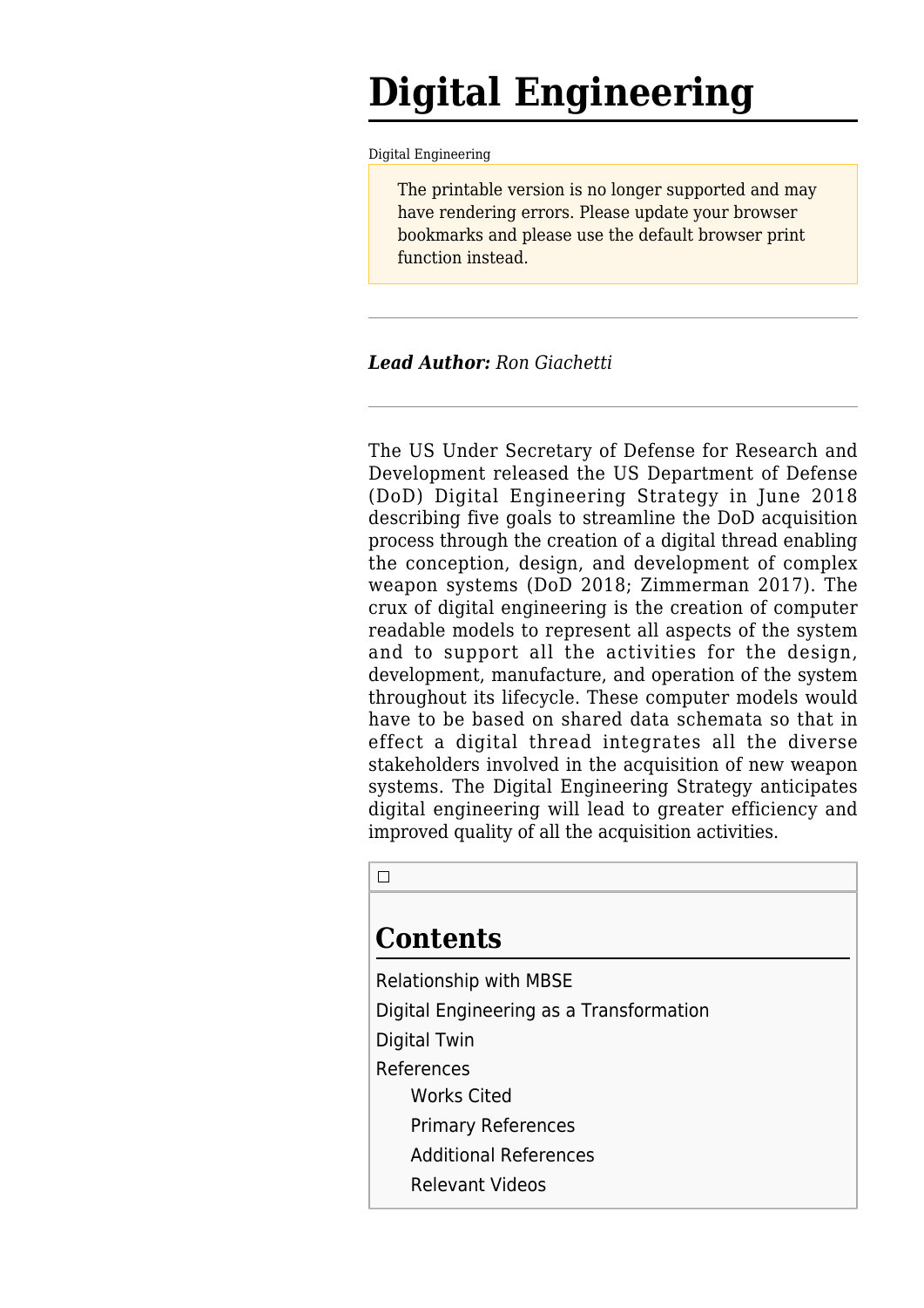# Digital Engineering

Digital Engineering

> The printable version is no longer supported and may have rendering errors. Please update your browser bookmarks and please use the default browser print function instead.

---

***Lead Author:*** *Ron Giachetti*

---

The US Under Secretary of Defense for Research and Development released the US Department of Defense (DoD) Digital Engineering Strategy in June 2018 describing five goals to streamline the DoD acquisition process through the creation of a digital thread enabling the conception, design, and development of complex weapon systems (DoD 2018; Zimmerman 2017). The crux of digital engineering is the creation of computer readable models to represent all aspects of the system and to support all the activities for the design, development, manufacture, and operation of the system throughout its lifecycle. These computer models would have to be based on shared data schemata so that in effect a digital thread integrates all the diverse stakeholders involved in the acquisition of new weapon systems. The Digital Engineering Strategy anticipates digital engineering will lead to greater efficiency and improved quality of all the acquisition activities.

## Contents

- Relationship with MBSE
- Digital Engineering as a Transformation
- Digital Twin
- References
  - Works Cited
  - Primary References
  - Additional References
  - Relevant Videos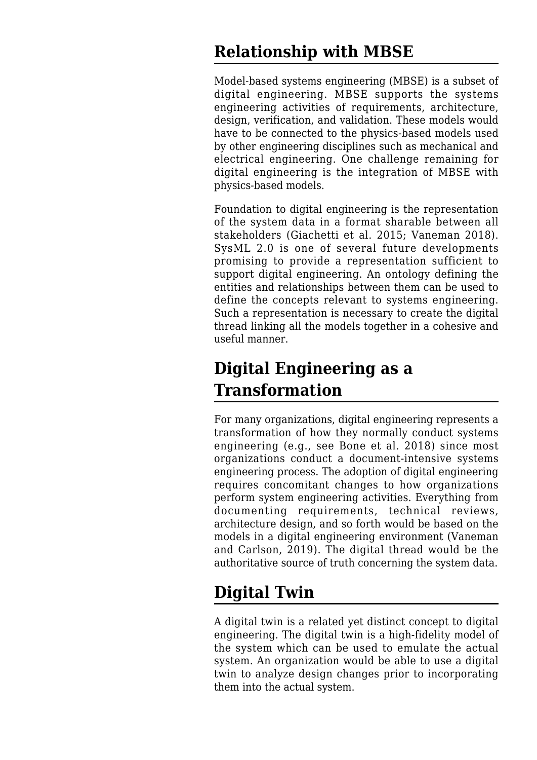## Relationship with MBSE

Model-based systems engineering (MBSE) is a subset of digital engineering. MBSE supports the systems engineering activities of requirements, architecture, design, verification, and validation. These models would have to be connected to the physics-based models used by other engineering disciplines such as mechanical and electrical engineering. One challenge remaining for digital engineering is the integration of MBSE with physics-based models.

Foundation to digital engineering is the representation of the system data in a format sharable between all stakeholders (Giachetti et al. 2015; Vaneman 2018). SysML 2.0 is one of several future developments promising to provide a representation sufficient to support digital engineering. An ontology defining the entities and relationships between them can be used to define the concepts relevant to systems engineering. Such a representation is necessary to create the digital thread linking all the models together in a cohesive and useful manner.

## Digital Engineering as a Transformation

For many organizations, digital engineering represents a transformation of how they normally conduct systems engineering (e.g., see Bone et al. 2018) since most organizations conduct a document-intensive systems engineering process. The adoption of digital engineering requires concomitant changes to how organizations perform system engineering activities. Everything from documenting requirements, technical reviews, architecture design, and so forth would be based on the models in a digital engineering environment (Vaneman and Carlson, 2019). The digital thread would be the authoritative source of truth concerning the system data.

## Digital Twin

A digital twin is a related yet distinct concept to digital engineering. The digital twin is a high-fidelity model of the system which can be used to emulate the actual system. An organization would be able to use a digital twin to analyze design changes prior to incorporating them into the actual system.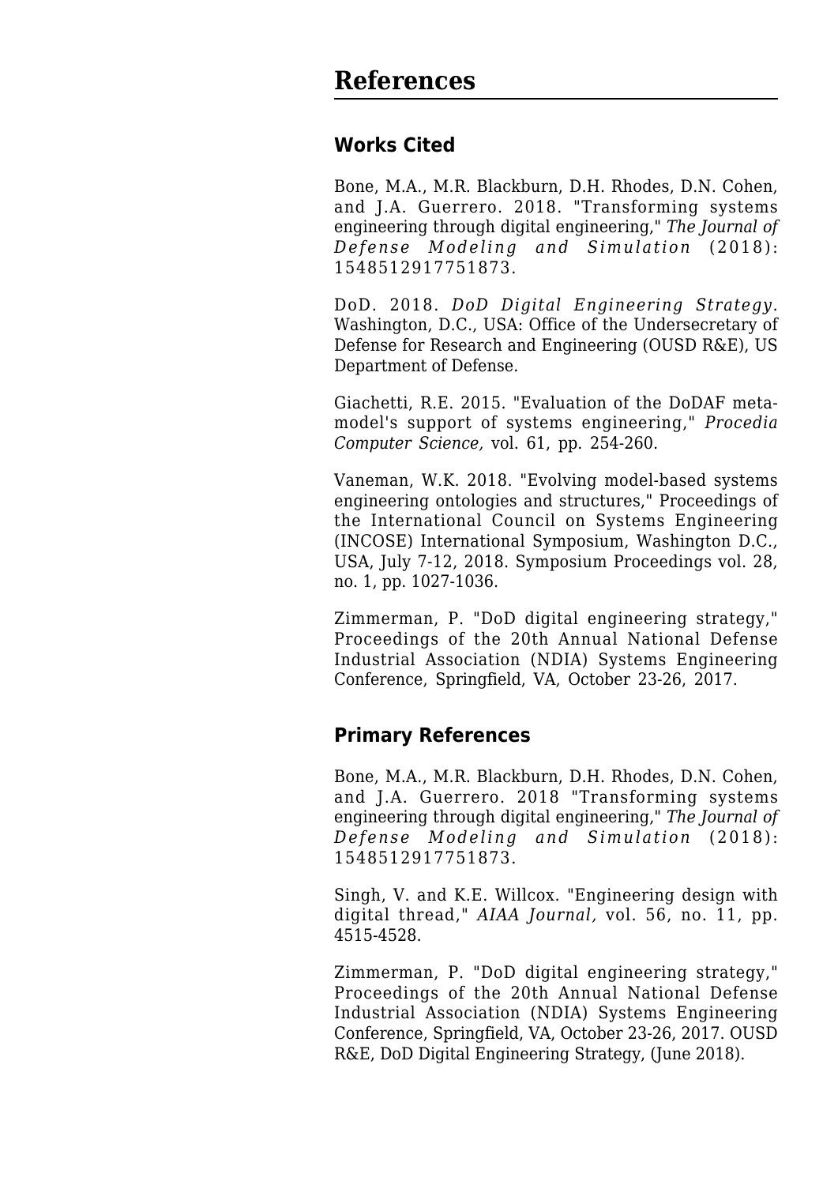# References

## Works Cited

Bone, M.A., M.R. Blackburn, D.H. Rhodes, D.N. Cohen, and J.A. Guerrero. 2018. "Transforming systems engineering through digital engineering," *The Journal of Defense Modeling and Simulation* (2018): 1548512917751873.

DoD. 2018. *DoD Digital Engineering Strategy.* Washington, D.C., USA: Office of the Undersecretary of Defense for Research and Engineering (OUSD R&E), US Department of Defense.

Giachetti, R.E. 2015. "Evaluation of the DoDAF meta-model's support of systems engineering," *Procedia Computer Science,* vol. 61, pp. 254-260.

Vaneman, W.K. 2018. "Evolving model-based systems engineering ontologies and structures," Proceedings of the International Council on Systems Engineering (INCOSE) International Symposium, Washington D.C., USA, July 7-12, 2018. Symposium Proceedings vol. 28, no. 1, pp. 1027-1036.

Zimmerman, P. "DoD digital engineering strategy," Proceedings of the 20th Annual National Defense Industrial Association (NDIA) Systems Engineering Conference, Springfield, VA, October 23-26, 2017.

## Primary References

Bone, M.A., M.R. Blackburn, D.H. Rhodes, D.N. Cohen, and J.A. Guerrero. 2018 "Transforming systems engineering through digital engineering," *The Journal of Defense Modeling and Simulation* (2018): 1548512917751873.

Singh, V. and K.E. Willcox. "Engineering design with digital thread," *AIAA Journal,* vol. 56, no. 11, pp. 4515-4528.

Zimmerman, P. "DoD digital engineering strategy," Proceedings of the 20th Annual National Defense Industrial Association (NDIA) Systems Engineering Conference, Springfield, VA, October 23-26, 2017. OUSD R&E, DoD Digital Engineering Strategy, (June 2018).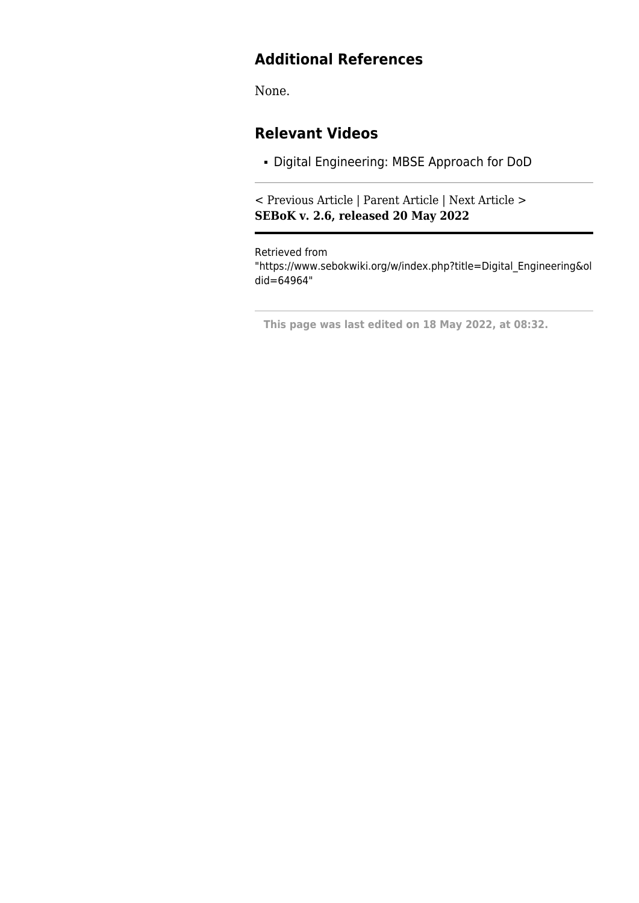## Additional References

None.

## Relevant Videos

- Digital Engineering: MBSE Approach for DoD

---

< Previous Article | Parent Article | Next Article >
**SEBoK v. 2.6, released 20 May 2022**

Retrieved from "https://www.sebokwiki.org/w/index.php?title=Digital_Engineering&oldid=64964"

This page was last edited on 18 May 2022, at 08:32.